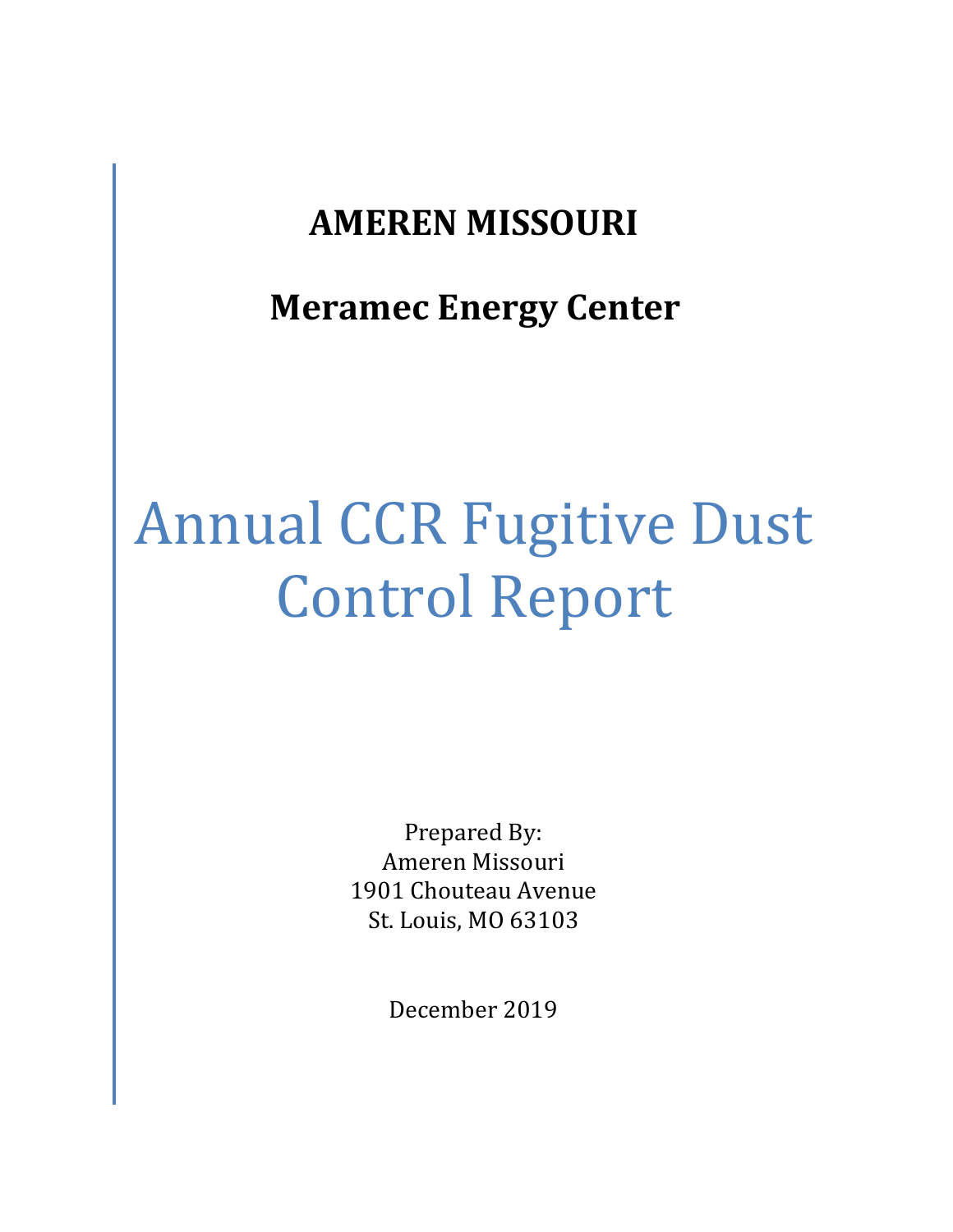**AMEREN MISSOURI**

**Meramec Energy Center**

# Annual CCR Fugitive Dust Control Report

Prepared By:
Ameren Missouri
1901 Chouteau Avenue
St. Louis, MO 63103

December 2019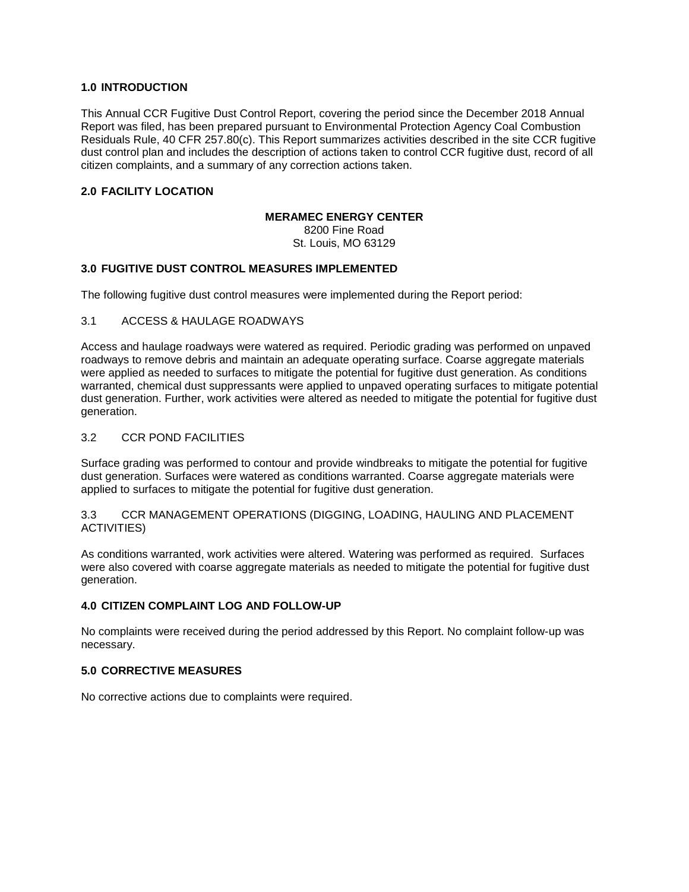## 1.0 INTRODUCTION

This Annual CCR Fugitive Dust Control Report, covering the period since the December 2018 Annual Report was filed, has been prepared pursuant to Environmental Protection Agency Coal Combustion Residuals Rule, 40 CFR 257.80(c). This Report summarizes activities described in the site CCR fugitive dust control plan and includes the description of actions taken to control CCR fugitive dust, record of all citizen complaints, and a summary of any correction actions taken.

## 2.0 FACILITY LOCATION

**MERAMEC ENERGY CENTER**
8200 Fine Road
St. Louis, MO 63129

## 3.0 FUGITIVE DUST CONTROL MEASURES IMPLEMENTED

The following fugitive dust control measures were implemented during the Report period:

### 3.1 ACCESS & HAULAGE ROADWAYS

Access and haulage roadways were watered as required. Periodic grading was performed on unpaved roadways to remove debris and maintain an adequate operating surface. Coarse aggregate materials were applied as needed to surfaces to mitigate the potential for fugitive dust generation. As conditions warranted, chemical dust suppressants were applied to unpaved operating surfaces to mitigate potential dust generation. Further, work activities were altered as needed to mitigate the potential for fugitive dust generation.

### 3.2 CCR POND FACILITIES

Surface grading was performed to contour and provide windbreaks to mitigate the potential for fugitive dust generation. Surfaces were watered as conditions warranted. Coarse aggregate materials were applied to surfaces to mitigate the potential for fugitive dust generation.

### 3.3 CCR MANAGEMENT OPERATIONS (DIGGING, LOADING, HAULING AND PLACEMENT ACTIVITIES)

As conditions warranted, work activities were altered. Watering was performed as required. Surfaces were also covered with coarse aggregate materials as needed to mitigate the potential for fugitive dust generation.

## 4.0 CITIZEN COMPLAINT LOG AND FOLLOW-UP

No complaints were received during the period addressed by this Report. No complaint follow-up was necessary.

## 5.0 CORRECTIVE MEASURES

No corrective actions due to complaints were required.